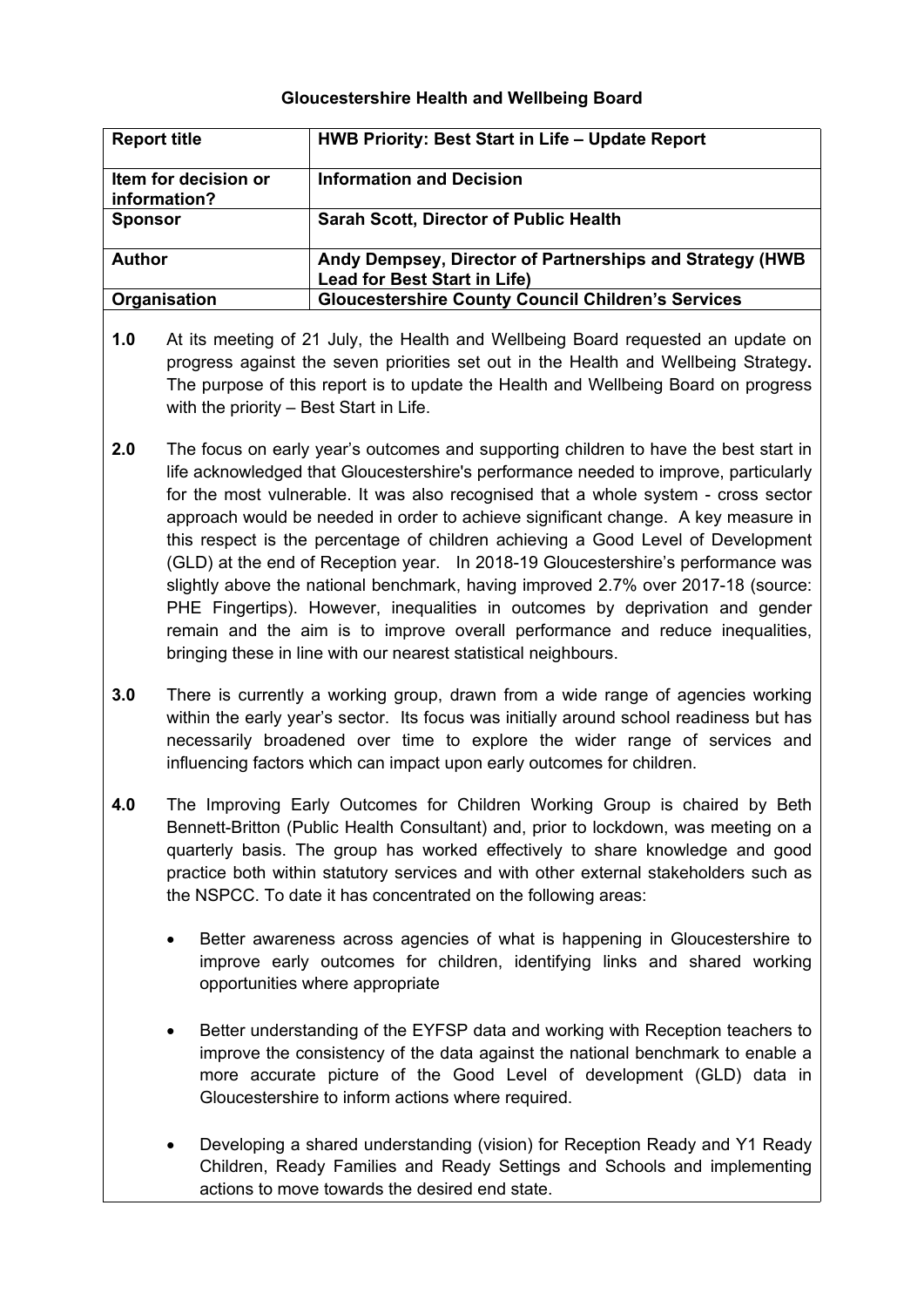**Gloucestershire Health and Wellbeing Board**

| Report title | HWB Priority: Best Start in Life – Update Report |
|---|---|
| Item for decision or information? | Information and Decision |
| Sponsor | Sarah Scott, Director of Public Health |
| Author | Andy Dempsey, Director of Partnerships and Strategy (HWB Lead for Best Start in Life) |
| Organisation | Gloucestershire County Council Children's Services |

**1.0** At its meeting of 21 July, the Health and Wellbeing Board requested an update on progress against the seven priorities set out in the Health and Wellbeing Strategy**.** The purpose of this report is to update the Health and Wellbeing Board on progress with the priority – Best Start in Life.

**2.0** The focus on early year's outcomes and supporting children to have the best start in life acknowledged that Gloucestershire's performance needed to improve, particularly for the most vulnerable. It was also recognised that a whole system - cross sector approach would be needed in order to achieve significant change. A key measure in this respect is the percentage of children achieving a Good Level of Development (GLD) at the end of Reception year. In 2018-19 Gloucestershire's performance was slightly above the national benchmark, having improved 2.7% over 2017-18 (source: PHE Fingertips). However, inequalities in outcomes by deprivation and gender remain and the aim is to improve overall performance and reduce inequalities, bringing these in line with our nearest statistical neighbours.

**3.0** There is currently a working group, drawn from a wide range of agencies working within the early year's sector. Its focus was initially around school readiness but has necessarily broadened over time to explore the wider range of services and influencing factors which can impact upon early outcomes for children.

**4.0** The Improving Early Outcomes for Children Working Group is chaired by Beth Bennett-Britton (Public Health Consultant) and, prior to lockdown, was meeting on a quarterly basis. The group has worked effectively to share knowledge and good practice both within statutory services and with other external stakeholders such as the NSPCC. To date it has concentrated on the following areas:

- Better awareness across agencies of what is happening in Gloucestershire to improve early outcomes for children, identifying links and shared working opportunities where appropriate

- Better understanding of the EYFSP data and working with Reception teachers to improve the consistency of the data against the national benchmark to enable a more accurate picture of the Good Level of development (GLD) data in Gloucestershire to inform actions where required.

- Developing a shared understanding (vision) for Reception Ready and Y1 Ready Children, Ready Families and Ready Settings and Schools and implementing actions to move towards the desired end state.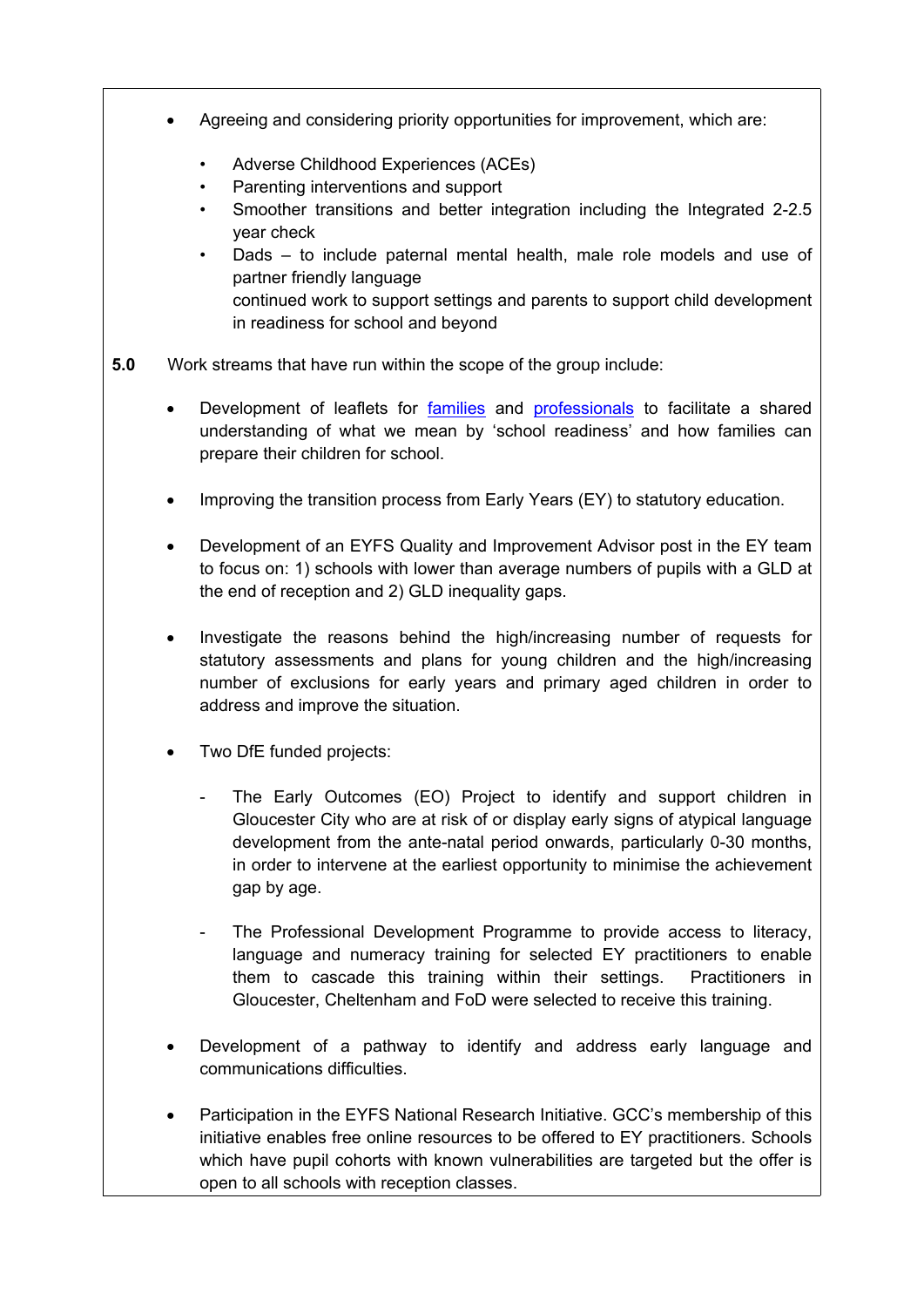- Agreeing and considering priority opportunities for improvement, which are:

    - Adverse Childhood Experiences (ACEs)
    - Parenting interventions and support
    - Smoother transitions and better integration including the Integrated 2-2.5 year check
    - Dads – to include paternal mental health, male role models and use of partner friendly language
      continued work to support settings and parents to support child development in readiness for school and beyond

**5.0** Work streams that have run within the scope of the group include:

- Development of leaflets for families and professionals to facilitate a shared understanding of what we mean by 'school readiness' and how families can prepare their children for school.

- Improving the transition process from Early Years (EY) to statutory education.

- Development of an EYFS Quality and Improvement Advisor post in the EY team to focus on: 1) schools with lower than average numbers of pupils with a GLD at the end of reception and 2) GLD inequality gaps.

- Investigate the reasons behind the high/increasing number of requests for statutory assessments and plans for young children and the high/increasing number of exclusions for early years and primary aged children in order to address and improve the situation.

- Two DfE funded projects:

    - The Early Outcomes (EO) Project to identify and support children in Gloucester City who are at risk of or display early signs of atypical language development from the ante-natal period onwards, particularly 0-30 months, in order to intervene at the earliest opportunity to minimise the achievement gap by age.

    - The Professional Development Programme to provide access to literacy, language and numeracy training for selected EY practitioners to enable them to cascade this training within their settings. Practitioners in Gloucester, Cheltenham and FoD were selected to receive this training.

- Development of a pathway to identify and address early language and communications difficulties.

- Participation in the EYFS National Research Initiative. GCC's membership of this initiative enables free online resources to be offered to EY practitioners. Schools which have pupil cohorts with known vulnerabilities are targeted but the offer is open to all schools with reception classes.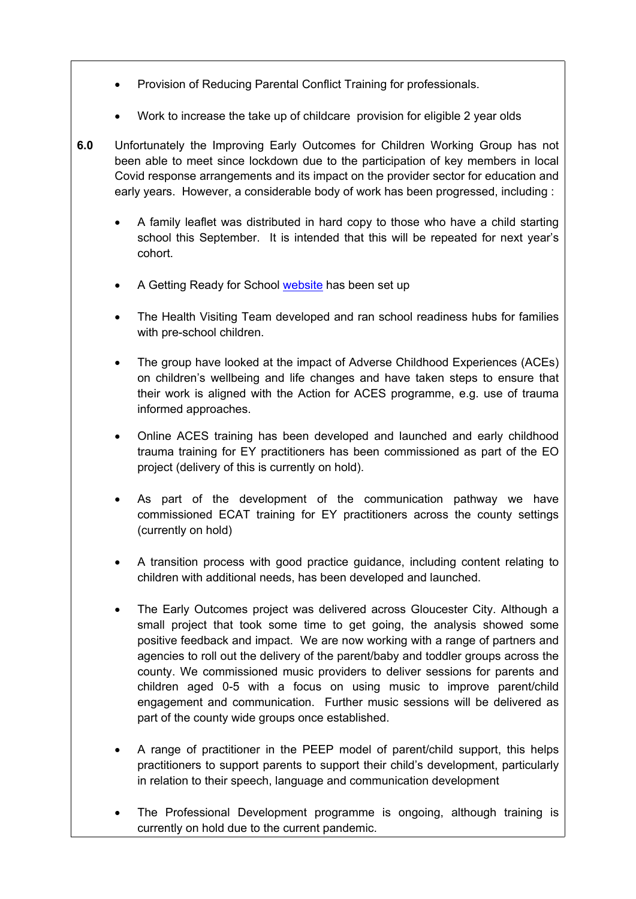- Provision of Reducing Parental Conflict Training for professionals.
- Work to increase the take up of childcare provision for eligible 2 year olds

**6.0** Unfortunately the Improving Early Outcomes for Children Working Group has not been able to meet since lockdown due to the participation of key members in local Covid response arrangements and its impact on the provider sector for education and early years. However, a considerable body of work has been progressed, including :

- A family leaflet was distributed in hard copy to those who have a child starting school this September. It is intended that this will be repeated for next year's cohort.
- A Getting Ready for School website has been set up
- The Health Visiting Team developed and ran school readiness hubs for families with pre-school children.
- The group have looked at the impact of Adverse Childhood Experiences (ACEs) on children's wellbeing and life changes and have taken steps to ensure that their work is aligned with the Action for ACES programme, e.g. use of trauma informed approaches.
- Online ACES training has been developed and launched and early childhood trauma training for EY practitioners has been commissioned as part of the EO project (delivery of this is currently on hold).
- As part of the development of the communication pathway we have commissioned ECAT training for EY practitioners across the county settings (currently on hold)
- A transition process with good practice guidance, including content relating to children with additional needs, has been developed and launched.
- The Early Outcomes project was delivered across Gloucester City. Although a small project that took some time to get going, the analysis showed some positive feedback and impact. We are now working with a range of partners and agencies to roll out the delivery of the parent/baby and toddler groups across the county. We commissioned music providers to deliver sessions for parents and children aged 0-5 with a focus on using music to improve parent/child engagement and communication. Further music sessions will be delivered as part of the county wide groups once established.
- A range of practitioner in the PEEP model of parent/child support, this helps practitioners to support parents to support their child's development, particularly in relation to their speech, language and communication development
- The Professional Development programme is ongoing, although training is currently on hold due to the current pandemic.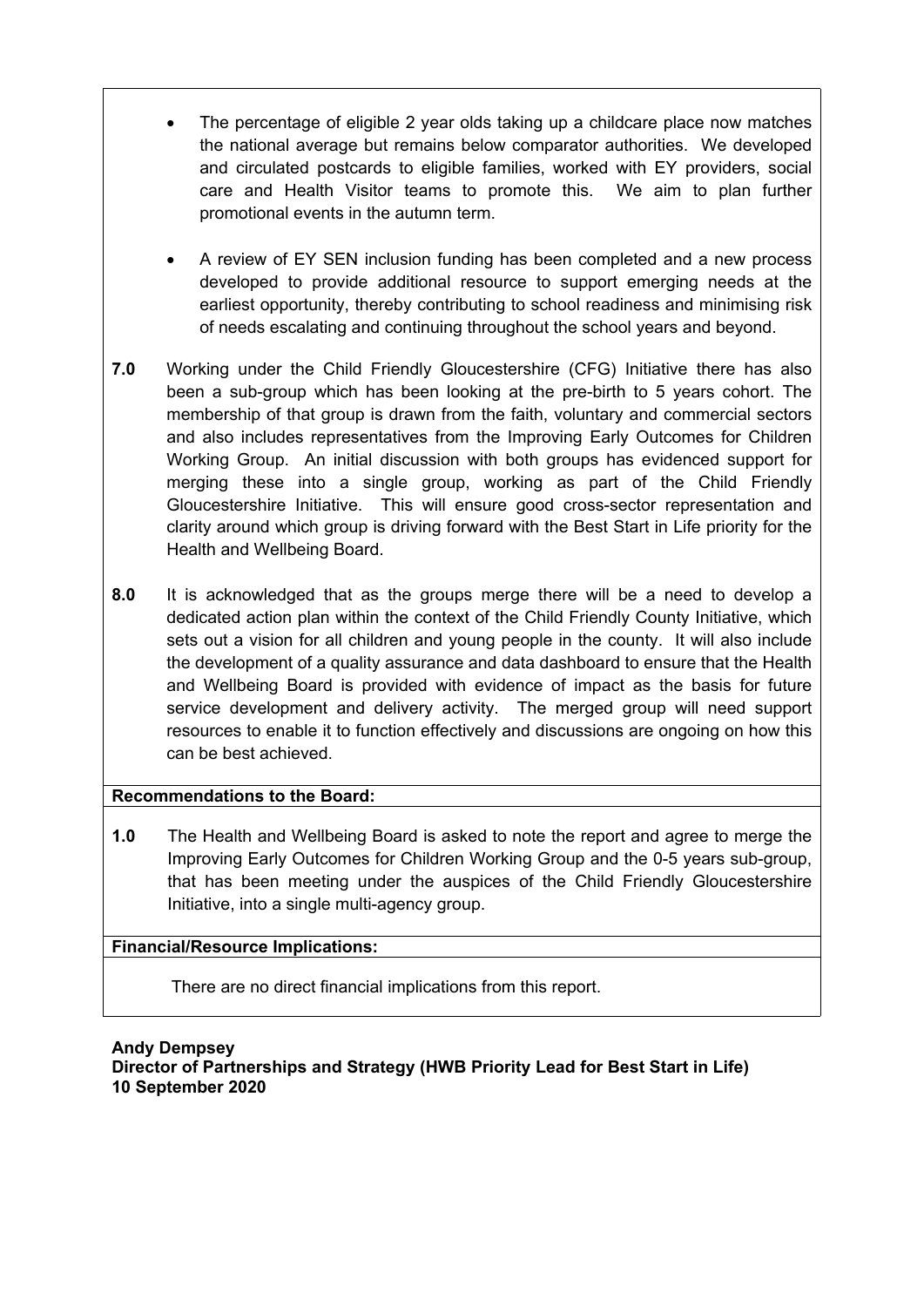- The percentage of eligible 2 year olds taking up a childcare place now matches the national average but remains below comparator authorities. We developed and circulated postcards to eligible families, worked with EY providers, social care and Health Visitor teams to promote this. We aim to plan further promotional events in the autumn term.

- A review of EY SEN inclusion funding has been completed and a new process developed to provide additional resource to support emerging needs at the earliest opportunity, thereby contributing to school readiness and minimising risk of needs escalating and continuing throughout the school years and beyond.

**7.0** Working under the Child Friendly Gloucestershire (CFG) Initiative there has also been a sub-group which has been looking at the pre-birth to 5 years cohort. The membership of that group is drawn from the faith, voluntary and commercial sectors and also includes representatives from the Improving Early Outcomes for Children Working Group. An initial discussion with both groups has evidenced support for merging these into a single group, working as part of the Child Friendly Gloucestershire Initiative. This will ensure good cross-sector representation and clarity around which group is driving forward with the Best Start in Life priority for the Health and Wellbeing Board.

**8.0** It is acknowledged that as the groups merge there will be a need to develop a dedicated action plan within the context of the Child Friendly County Initiative, which sets out a vision for all children and young people in the county. It will also include the development of a quality assurance and data dashboard to ensure that the Health and Wellbeing Board is provided with evidence of impact as the basis for future service development and delivery activity. The merged group will need support resources to enable it to function effectively and discussions are ongoing on how this can be best achieved.

**Recommendations to the Board:**

**1.0** The Health and Wellbeing Board is asked to note the report and agree to merge the Improving Early Outcomes for Children Working Group and the 0-5 years sub-group, that has been meeting under the auspices of the Child Friendly Gloucestershire Initiative, into a single multi-agency group.

**Financial/Resource Implications:**

There are no direct financial implications from this report.

**Andy Dempsey**
**Director of Partnerships and Strategy (HWB Priority Lead for Best Start in Life)**
**10 September 2020**